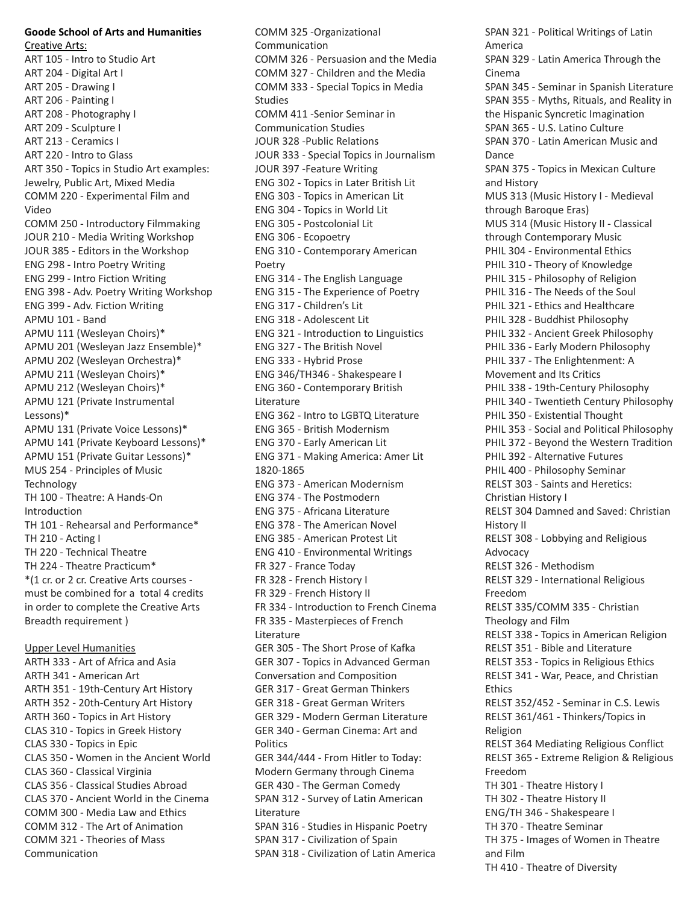**Goode School of Arts and Humanities**

Creative Arts:

ART 105 - Intro to Studio Art
ART 204 - Digital Art I
ART 205 - Drawing I
ART 206 - Painting I
ART 208 - Photography I
ART 209 - Sculpture I
ART 213 - Ceramics I
ART 220 - Intro to Glass
ART 350 - Topics in Studio Art examples: Jewelry, Public Art, Mixed Media
COMM 220 - Experimental Film and Video
COMM 250 - Introductory Filmmaking
JOUR 210 - Media Writing Workshop
JOUR 385 - Editors in the Workshop
ENG 298 - Intro Poetry Writing
ENG 299 - Intro Fiction Writing
ENG 398 - Adv. Poetry Writing Workshop
ENG 399 - Adv. Fiction Writing
APMU 101 - Band
APMU 111 (Wesleyan Choirs)*
APMU 201 (Wesleyan Jazz Ensemble)*
APMU 202 (Wesleyan Orchestra)*
APMU 211 (Wesleyan Choirs)*
APMU 212 (Wesleyan Choirs)*
APMU 121 (Private Instrumental Lessons)*
APMU 131 (Private Voice Lessons)*
APMU 141 (Private Keyboard Lessons)*
APMU 151 (Private Guitar Lessons)*
MUS 254 - Principles of Music Technology
TH 100 - Theatre: A Hands-On Introduction
TH 101 - Rehearsal and Performance*
TH 210 - Acting I
TH 220 - Technical Theatre
TH 224 - Theatre Practicum*
*(1 cr. or 2 cr. Creative Arts courses - must be combined for a total 4 credits in order to complete the Creative Arts Breadth requirement )

Upper Level Humanities

ARTH 333 - Art of Africa and Asia
ARTH 341 - American Art
ARTH 351 - 19th-Century Art History
ARTH 352 - 20th-Century Art History
ARTH 360 - Topics in Art History
CLAS 310 - Topics in Greek History
CLAS 330 - Topics in Epic
CLAS 350 - Women in the Ancient World
CLAS 360 - Classical Virginia
CLAS 356 - Classical Studies Abroad
CLAS 370 - Ancient World in the Cinema
COMM 300 - Media Law and Ethics
COMM 312 - The Art of Animation
COMM 321 - Theories of Mass Communication
COMM 325 -Organizational Communication
COMM 326 - Persuasion and the Media
COMM 327 - Children and the Media
COMM 333 - Special Topics in Media Studies
COMM 411 -Senior Seminar in Communication Studies
JOUR 328 -Public Relations
JOUR 333 - Special Topics in Journalism
JOUR 397 -Feature Writing
ENG 302 - Topics in Later British Lit
ENG 303 - Topics in American Lit
ENG 304 - Topics in World Lit
ENG 305 - Postcolonial Lit
ENG 306 - Ecopoetry
ENG 310 - Contemporary American Poetry
ENG 314 - The English Language
ENG 315 - The Experience of Poetry
ENG 317 - Children's Lit
ENG 318 - Adolescent Lit
ENG 321 - Introduction to Linguistics
ENG 327 - The British Novel
ENG 333 - Hybrid Prose
ENG 346/TH346 - Shakespeare I
ENG 360 - Contemporary British Literature
ENG 362 - Intro to LGBTQ Literature
ENG 365 - British Modernism
ENG 370 - Early American Lit
ENG 371 - Making America: Amer Lit 1820-1865
ENG 373 - American Modernism
ENG 374 - The Postmodern
ENG 375 - Africana Literature
ENG 378 - The American Novel
ENG 385 - American Protest Lit
ENG 410 - Environmental Writings
FR 327 - France Today
FR 328 - French History I
FR 329 - French History II
FR 334 - Introduction to French Cinema
FR 335 - Masterpieces of French Literature
GER 305 - The Short Prose of Kafka
GER 307 - Topics in Advanced German Conversation and Composition
GER 317 - Great German Thinkers
GER 318 - Great German Writers
GER 329 - Modern German Literature
GER 340 - German Cinema: Art and Politics
GER 344/444 - From Hitler to Today: Modern Germany through Cinema
GER 430 - The German Comedy
SPAN 312 - Survey of Latin American Literature
SPAN 316 - Studies in Hispanic Poetry
SPAN 317 - Civilization of Spain
SPAN 318 - Civilization of Latin America
SPAN 321 - Political Writings of Latin America
SPAN 329 - Latin America Through the Cinema
SPAN 345 - Seminar in Spanish Literature
SPAN 355 - Myths, Rituals, and Reality in the Hispanic Syncretic Imagination
SPAN 365 - U.S. Latino Culture
SPAN 370 - Latin American Music and Dance
SPAN 375 - Topics in Mexican Culture and History
MUS 313 (Music History I - Medieval through Baroque Eras)
MUS 314 (Music History II - Classical through Contemporary Music
PHIL 304 - Environmental Ethics
PHIL 310 - Theory of Knowledge
PHIL 315 - Philosophy of Religion
PHIL 316 - The Needs of the Soul
PHIL 321 - Ethics and Healthcare
PHIL 328 - Buddhist Philosophy
PHIL 332 - Ancient Greek Philosophy
PHIL 336 - Early Modern Philosophy
PHIL 337 - The Enlightenment: A Movement and Its Critics
PHIL 338 - 19th-Century Philosophy
PHIL 340 - Twentieth Century Philosophy
PHIL 350 - Existential Thought
PHIL 353 - Social and Political Philosophy
PHIL 372 - Beyond the Western Tradition
PHIL 392 - Alternative Futures
PHIL 400 - Philosophy Seminar
RELST 303 - Saints and Heretics: Christian History I
RELST 304 Damned and Saved: Christian History II
RELST 308 - Lobbying and Religious Advocacy
RELST 326 - Methodism
RELST 329 - International Religious Freedom
RELST 335/COMM 335 - Christian Theology and Film
RELST 338 - Topics in American Religion
RELST 351 - Bible and Literature
RELST 353 - Topics in Religious Ethics
RELST 341 - War, Peace, and Christian Ethics
RELST 352/452 - Seminar in C.S. Lewis
RELST 361/461 - Thinkers/Topics in Religion
RELST 364 Mediating Religious Conflict
RELST 365 - Extreme Religion & Religious Freedom
TH 301 - Theatre History I
TH 302 - Theatre History II
ENG/TH 346 - Shakespeare I
TH 370 - Theatre Seminar
TH 375 - Images of Women in Theatre and Film
TH 410 - Theatre of Diversity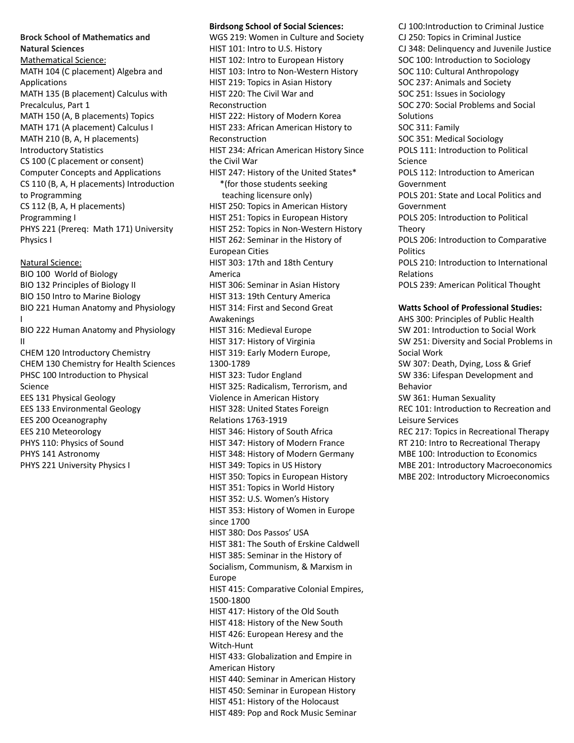**Brock School of Mathematics and Natural Sciences**

Mathematical Science:

MATH 104 (C placement) Algebra and Applications
MATH 135 (B placement) Calculus with Precalculus, Part 1
MATH 150 (A, B placements) Topics
MATH 171 (A placement) Calculus I
MATH 210 (B, A, H placements) Introductory Statistics
CS 100 (C placement or consent) Computer Concepts and Applications
CS 110 (B, A, H placements) Introduction to Programming
CS 112 (B, A, H placements) Programming I
PHYS 221 (Prereq: Math 171) University Physics I

Natural Science:

BIO 100 World of Biology
BIO 132 Principles of Biology II
BIO 150 Intro to Marine Biology
BIO 221 Human Anatomy and Physiology I
BIO 222 Human Anatomy and Physiology II
CHEM 120 Introductory Chemistry
CHEM 130 Chemistry for Health Sciences
PHSC 100 Introduction to Physical Science
EES 131 Physical Geology
EES 133 Environmental Geology
EES 200 Oceanography
EES 210 Meteorology
PHYS 110: Physics of Sound
PHYS 141 Astronomy
PHYS 221 University Physics I

**Birdsong School of Social Sciences:**

WGS 219: Women in Culture and Society
HIST 101: Intro to U.S. History
HIST 102: Intro to European History
HIST 103: Intro to Non-Western History
HIST 219: Topics in Asian History
HIST 220: The Civil War and Reconstruction
HIST 222: History of Modern Korea
HIST 233: African American History to Reconstruction
HIST 234: African American History Since the Civil War
HIST 247: History of the United States*
*(for those students seeking teaching licensure only)
HIST 250: Topics in American History
HIST 251: Topics in European History
HIST 252: Topics in Non-Western History
HIST 262: Seminar in the History of European Cities
HIST 303: 17th and 18th Century America
HIST 306: Seminar in Asian History
HIST 313: 19th Century America
HIST 314: First and Second Great Awakenings
HIST 316: Medieval Europe
HIST 317: History of Virginia
HIST 319: Early Modern Europe, 1300-1789
HIST 323: Tudor England
HIST 325: Radicalism, Terrorism, and Violence in American History
HIST 328: United States Foreign Relations 1763-1919
HIST 346: History of South Africa
HIST 347: History of Modern France
HIST 348: History of Modern Germany
HIST 349: Topics in US History
HIST 350: Topics in European History
HIST 351: Topics in World History
HIST 352: U.S. Women's History
HIST 353: History of Women in Europe since 1700
HIST 380: Dos Passos' USA
HIST 381: The South of Erskine Caldwell
HIST 385: Seminar in the History of Socialism, Communism, & Marxism in Europe
HIST 415: Comparative Colonial Empires, 1500-1800
HIST 417: History of the Old South
HIST 418: History of the New South
HIST 426: European Heresy and the Witch-Hunt
HIST 433: Globalization and Empire in American History
HIST 440: Seminar in American History
HIST 450: Seminar in European History
HIST 451: History of the Holocaust
HIST 489: Pop and Rock Music Seminar
CJ 100:Introduction to Criminal Justice
CJ 250: Topics in Criminal Justice
CJ 348: Delinquency and Juvenile Justice
SOC 100: Introduction to Sociology
SOC 110: Cultural Anthropology
SOC 237: Animals and Society
SOC 251: Issues in Sociology
SOC 270: Social Problems and Social Solutions
SOC 311: Family
SOC 351: Medical Sociology
POLS 111: Introduction to Political Science
POLS 112: Introduction to American Government
POLS 201: State and Local Politics and Government
POLS 205: Introduction to Political Theory
POLS 206: Introduction to Comparative Politics
POLS 210: Introduction to International Relations
POLS 239: American Political Thought

**Watts School of Professional Studies:**

AHS 300: Principles of Public Health
SW 201: Introduction to Social Work
SW 251: Diversity and Social Problems in Social Work
SW 307: Death, Dying, Loss & Grief
SW 336: Lifespan Development and Behavior
SW 361: Human Sexuality
REC 101: Introduction to Recreation and Leisure Services
REC 217: Topics in Recreational Therapy
RT 210: Intro to Recreational Therapy
MBE 100: Introduction to Economics
MBE 201: Introductory Macroeconomics
MBE 202: Introductory Microeconomics